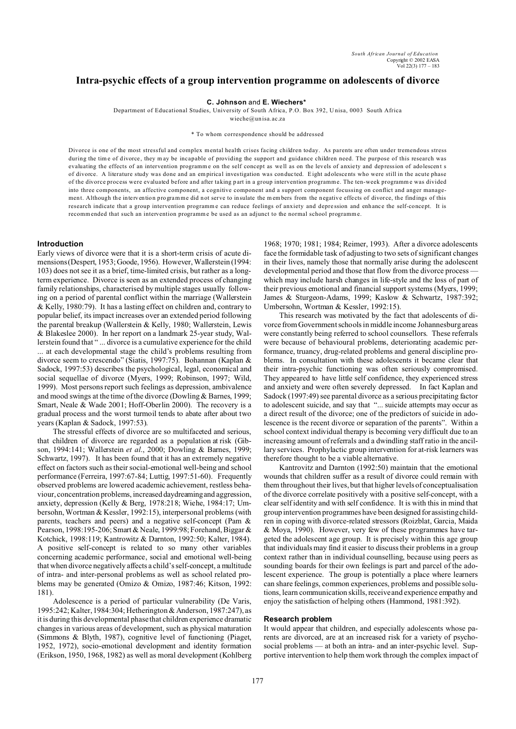# Intra-psychic effects of a group intervention programme on adolescents of divorce

**C. Johnson** and **E. Wiechers***

Department of Educational Studies, University of South Africa, P.O. Box 392, Unisa, 0003 South Africa
wieche@unisa.ac.za

\* To whom correspondence should be addressed

Divorce is one of the most stressful and complex mental health crises facing children today. As parents are often under tremendous stress during the time of divorce, they may be incapable of providing the support and guidance children need. The purpose of this research was evaluating the effects of an intervention programme on the self concept as well as on the levels of anxiety and depression of adolescents of divorce. A literature study was done and an empirical investigation was conducted. Eight adolescents who were still in the acute phase of the divorce process were evaluated before and after taking part in a group intervention programme. The ten-week programme was divided into three components, an affective component, a cognitive component and a support component focussing on conflict and anger management. Although the intervention programme did not serve to insulate the members from the negative effects of divorce, the findings of this research indicate that a group intervention programme can reduce feelings of anxiety and depression and enhance the self-concept. It is recommended that such an intervention programme be used as an adjunct to the normal school programme.

## Introduction

Early views of divorce were that it is a short-term crisis of acute dimensions (Despert, 1953; Goode, 1956). However, Wallerstein (1994: 103) does not see it as a brief, time-limited crisis, but rather as a long-term experience. Divorce is seen as an extended process of changing family relationships, characterised by multiple stages usually following on a period of parental conflict within the marriage (Wallerstein & Kelly, 1980:79). It has a lasting effect on children and, contrary to popular belief, its impact increases over an extended period following the parental breakup (Wallerstein & Kelly, 1980; Wallerstein, Lewis & Blakeslee 2000). In her report on a landmark 25-year study, Wallerstein found that "... divorce is a cumulative experience for the child ... at each developmental stage the child's problems resulting from divorce seem to crescendo" (Siatis, 1997:75). Bohannan (Kaplan & Sadock, 1997:53) describes the psychological, legal, economical and social sequellae of divorce (Myers, 1999; Robinson, 1997; Wild, 1999). Most persons report such feelings as depression, ambivalence and mood swings at the time of the divorce (Dowling & Barnes, 1999; Smart, Neale & Wade 2001; Hoff-Oberlin 2000). The recovery is a gradual process and the worst turmoil tends to abate after about two years (Kaplan & Sadock, 1997:53).

The stressful effects of divorce are so multifaceted and serious, that children of divorce are regarded as a population at risk (Gibson, 1994:141; Wallerstein *et al.*, 2000; Dowling & Barnes, 1999; Schwartz, 1997). It has been found that it has an extremely negative effect on factors such as their social-emotional well-being and school performance (Ferreira, 1997:67-84; Luttig, 1997:51-60). Frequently observed problems are lowered academic achievement, restless behaviour, concentration problems, increased daydreaming and aggression, anxiety, depression (Kelly & Berg, 1978:218; Wiehe, 1984:17; Umbersohn, Wortman & Kessler, 1992:15), interpersonal problems (with parents, teachers and peers) and a negative self-concept (Pam & Pearson, 1998:195-206; Smart & Neale, 1999:98; Forehand, Biggar & Kotchick, 1998:119; Kantrowitz & Darnton, 1992:50; Kalter, 1984). A positive self-concept is related to so many other variables concerning academic performance, social and emotional well-being that when divorce negatively affects a child's self-concept, a multitude of intra- and inter-personal problems as well as school related problems may be generated (Omizo & Omizo, 1987:46; Kitson, 1992: 181).

Adolescence is a period of particular vulnerability (De Varis, 1995:242; Kalter, 1984:304; Hetherington & Anderson, 1987:247), as it is during this developmental phase that children experience dramatic changes in various areas of development, such as physical maturation (Simmons & Blyth, 1987), cognitive level of functioning (Piaget, 1952, 1972), socio-emotional development and identity formation (Erikson, 1950, 1968, 1982) as well as moral development (Kohlberg 1968; 1970; 1981; 1984; Reimer, 1993). After a divorce adolescents face the formidable task of adjusting to two sets of significant changes in their lives, namely those that normally arise during the adolescent developmental period and those that flow from the divorce process — which may include harsh changes in life-style and the loss of part of their previous emotional and financial support systems (Myers, 1999; James & Sturgeon-Adams, 1999; Kaslow & Schwartz, 1987:392; Umbersohn, Wortman & Kessler, 1992:15).

This research was motivated by the fact that adolescents of divorce from Government schools in middle income Johannesburg areas were constantly being referred to school counsellors. These referrals were because of behavioural problems, deteriorating academic performance, truancy, drug-related problems and general discipline problems. In consultation with these adolescents it became clear that their intra-psychic functioning was often seriously compromised. They appeared to have little self confidence, they experienced stress and anxiety and were often severely depressed. In fact Kaplan and Sadock (1997:49) see parental divorce as a serious precipitating factor to adolescent suicide, and say that "... suicide attempts may occur as a direct result of the divorce; one of the predictors of suicide in adolescence is the recent divorce or separation of the parents". Within a school context individual therapy is becoming very difficult due to an increasing amount of referrals and a dwindling staff ratio in the ancillary services. Prophylactic group intervention for at-risk learners was therefore thought to be a viable alternative.

Kantrovitz and Darnton (1992:50) maintain that the emotional wounds that children suffer as a result of divorce could remain with them throughout their lives, but that higher levels of conceptualisation of the divorce correlate positively with a positive self-concept, with a clear self identity and with self confidence. It is with this in mind that group intervention programmes have been designed for assisting children in coping with divorce-related stressors (Roizblat, Garcia, Maida & Moya, 1990). However, very few of these programmes have targeted the adolescent age group. It is precisely within this age group that individuals may find it easier to discuss their problems in a group context rather than in individual counselling, because using peers as sounding boards for their own feelings is part and parcel of the adolescent experience. The group is potentially a place where learners can share feelings, common experiences, problems and possible solutions, learn communication skills, receive and experience empathy and enjoy the satisfaction of helping others (Hammond, 1981:392).

## Research problem

It would appear that children, and especially adolescents whose parents are divorced, are at an increased risk for a variety of psychosocial problems — at both an intra- and an inter-psychic level. Supportive intervention to help them work through the complex impact of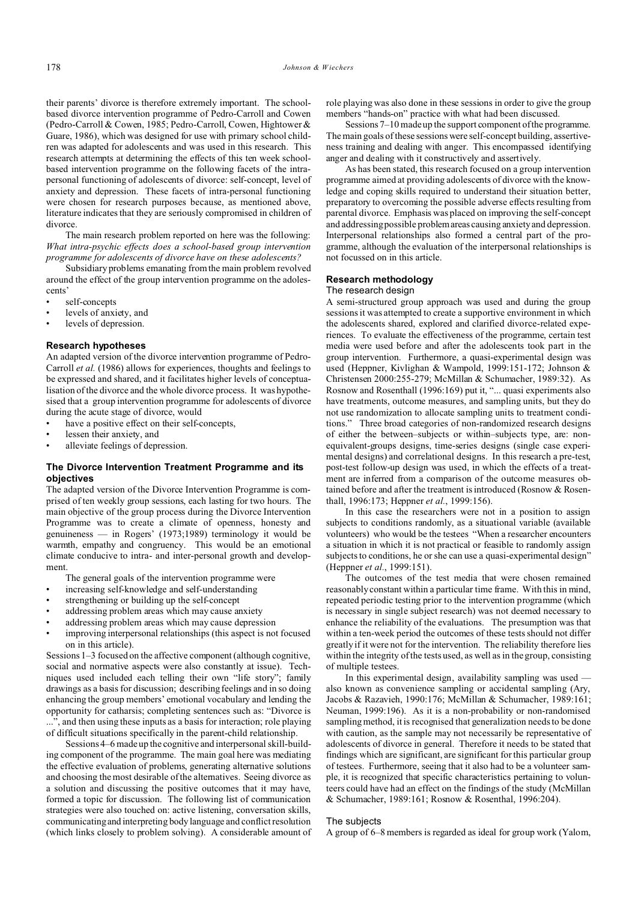their parents' divorce is therefore extremely important. The school-based divorce intervention programme of Pedro-Carroll and Cowen (Pedro-Carroll & Cowen, 1985; Pedro-Carroll, Cowen, Hightower & Guare, 1986), which was designed for use with primary school children was adapted for adolescents and was used in this research. This research attempts at determining the effects of this ten week school-based intervention programme on the following facets of the intra-personal functioning of adolescents of divorce: self-concept, level of anxiety and depression. These facets of intra-personal functioning were chosen for research purposes because, as mentioned above, literature indicates that they are seriously compromised in children of divorce.

The main research problem reported on here was the following: *What intra-psychic effects does a school-based group intervention programme for adolescents of divorce have on these adolescents?*

Subsidiary problems emanating from the main problem revolved around the effect of the group intervention programme on the adolescents'

- self-concepts
- levels of anxiety, and
- levels of depression.

## Research hypotheses

An adapted version of the divorce intervention programme of Pedro-Carroll *et al.* (1986) allows for experiences, thoughts and feelings to be expressed and shared, and it facilitates higher levels of conceptualisation of the divorce and the whole divorce process. It was hypothesised that a group intervention programme for adolescents of divorce during the acute stage of divorce, would

- have a positive effect on their self-concepts,
- lessen their anxiety, and
- alleviate feelings of depression.

## The Divorce Intervention Treatment Programme and its objectives

The adapted version of the Divorce Intervention Programme is comprised of ten weekly group sessions, each lasting for two hours. The main objective of the group process during the Divorce Intervention Programme was to create a climate of openness, honesty and genuineness — in Rogers' (1973;1989) terminology it would be warmth, empathy and congruency. This would be an emotional climate conducive to intra- and inter-personal growth and development.

The general goals of the intervention programme were

- increasing self-knowledge and self-understanding
- strengthening or building up the self-concept
- addressing problem areas which may cause anxiety
- addressing problem areas which may cause depression
- improving interpersonal relationships (this aspect is not focused on in this article).

Sessions 1–3 focused on the affective component (although cognitive, social and normative aspects were also constantly at issue). Techniques used included each telling their own "life story"; family drawings as a basis for discussion; describing feelings and in so doing enhancing the group members' emotional vocabulary and lending the opportunity for catharsis; completing sentences such as: "Divorce is ...", and then using these inputs as a basis for interaction; role playing of difficult situations specifically in the parent-child relationship.

Sessions 4–6 made up the cognitive and interpersonal skill-building component of the programme. The main goal here was mediating the effective evaluation of problems, generating alternative solutions and choosing the most desirable of the alternatives. Seeing divorce as a solution and discussing the positive outcomes that it may have, formed a topic for discussion. The following list of communication strategies were also touched on: active listening, conversation skills, communicating and interpreting body language and conflict resolution (which links closely to problem solving). A considerable amount of role playing was also done in these sessions in order to give the group members "hands-on" practice with what had been discussed.

Sessions 7–10 made up the support component of the programme. The main goals of these sessions were self-concept building, assertiveness training and dealing with anger. This encompassed identifying anger and dealing with it constructively and assertively.

As has been stated, this research focused on a group intervention programme aimed at providing adolescents of divorce with the knowledge and coping skills required to understand their situation better, preparatory to overcoming the possible adverse effects resulting from parental divorce. Emphasis was placed on improving the self-concept and addressing possible problem areas causing anxiety and depression. Interpersonal relationships also formed a central part of the programme, although the evaluation of the interpersonal relationships is not focussed on in this article.

## Research methodology

### The research design

A semi-structured group approach was used and during the group sessions it was attempted to create a supportive environment in which the adolescents shared, explored and clarified divorce-related experiences. To evaluate the effectiveness of the programme, certain test media were used before and after the adolescents took part in the group intervention. Furthermore, a quasi-experimental design was used (Heppner, Kivlighan & Wampold, 1999:151-172; Johnson & Christensen 2000:255-279; McMillan & Schumacher, 1989:32). As Rosnow and Rosenthall (1996:169) put it, "... quasi experiments also have treatments, outcome measures, and sampling units, but they do not use randomization to allocate sampling units to treatment conditions." Three broad categories of non-randomized research designs of either the between–subjects or within–subjects type, are: non-equivalent-groups designs, time-series designs (single case experimental designs) and correlational designs. In this research a pre-test, post-test follow-up design was used, in which the effects of a treatment are inferred from a comparison of the outcome measures obtained before and after the treatment is introduced (Rosnow & Rosenthall, 1996:173; Heppner *et al.*, 1999:156).

In this case the researchers were not in a position to assign subjects to conditions randomly, as a situational variable (available volunteers) who would be the testees "When a researcher encounters a situation in which it is not practical or feasible to randomly assign subjects to conditions, he or she can use a quasi-experimental design" (Heppner *et al.*, 1999:151).

The outcomes of the test media that were chosen remained reasonably constant within a particular time frame. With this in mind, repeated periodic testing prior to the intervention programme (which is necessary in single subject research) was not deemed necessary to enhance the reliability of the evaluations. The presumption was that within a ten-week period the outcomes of these tests should not differ greatly if it were not for the intervention. The reliability therefore lies within the integrity of the tests used, as well as in the group, consisting of multiple testees.

In this experimental design, availability sampling was used — also known as convenience sampling or accidental sampling (Ary, Jacobs & Razavieh, 1990:176; McMillan & Schumacher, 1989:161; Neuman, 1999:196). As it is a non-probability or non-randomised sampling method, it is recognised that generalization needs to be done with caution, as the sample may not necessarily be representative of adolescents of divorce in general. Therefore it needs to be stated that findings which are significant, are significant for this particular group of testees. Furthermore, seeing that it also had to be a volunteer sample, it is recognized that specific characteristics pertaining to volunteers could have had an effect on the findings of the study (McMillan & Schumacher, 1989:161; Rosnow & Rosenthal, 1996:204).

### The subjects

A group of 6–8 members is regarded as ideal for group work (Yalom,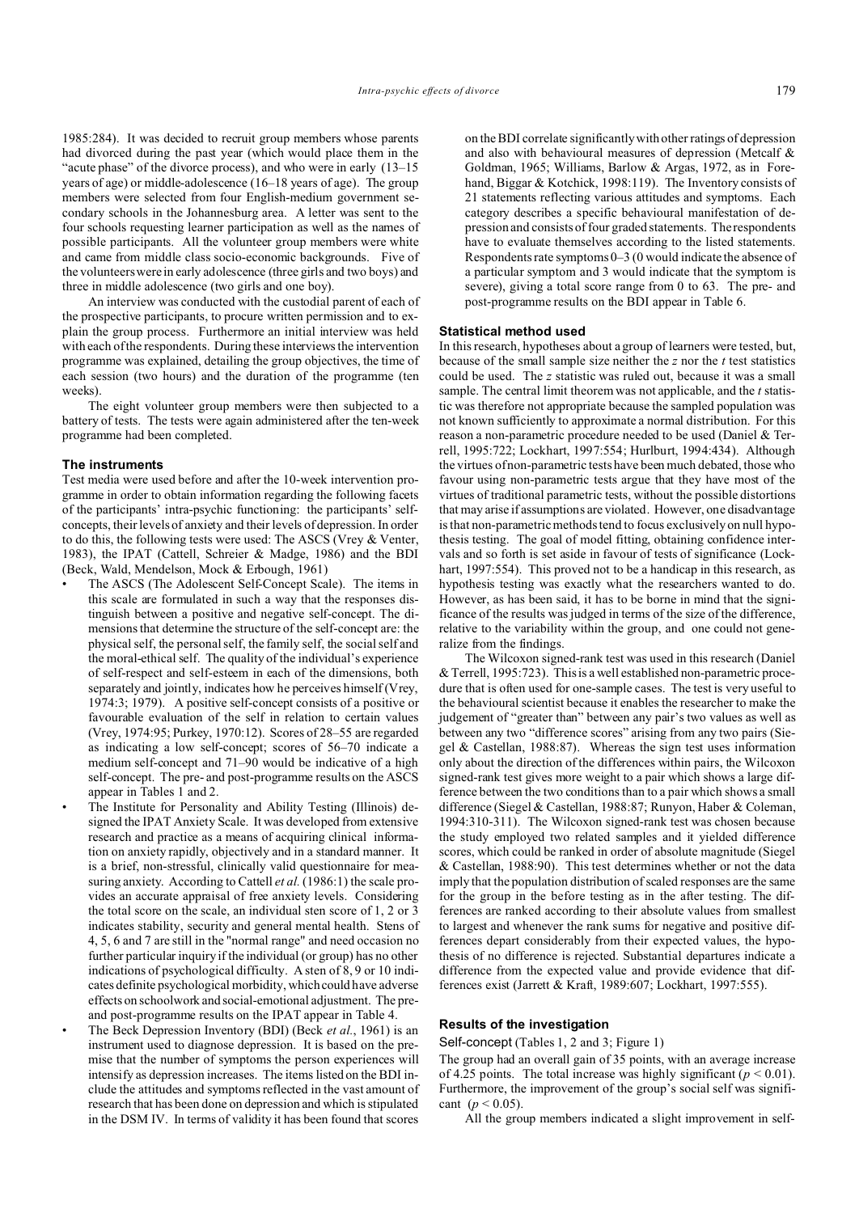1985:284). It was decided to recruit group members whose parents had divorced during the past year (which would place them in the "acute phase" of the divorce process), and who were in early (13–15 years of age) or middle-adolescence (16–18 years of age). The group members were selected from four English-medium government secondary schools in the Johannesburg area. A letter was sent to the four schools requesting learner participation as well as the names of possible participants. All the volunteer group members were white and came from middle class socio-economic backgrounds. Five of the volunteers were in early adolescence (three girls and two boys) and three in middle adolescence (two girls and one boy).

An interview was conducted with the custodial parent of each of the prospective participants, to procure written permission and to explain the group process. Furthermore an initial interview was held with each of the respondents. During these interviews the intervention programme was explained, detailing the group objectives, the time of each session (two hours) and the duration of the programme (ten weeks).

The eight volunteer group members were then subjected to a battery of tests. The tests were again administered after the ten-week programme had been completed.

### The instruments

Test media were used before and after the 10-week intervention programme in order to obtain information regarding the following facets of the participants' intra-psychic functioning: the participants' self-concepts, their levels of anxiety and their levels of depression. In order to do this, the following tests were used: The ASCS (Vrey & Venter, 1983), the IPAT (Cattell, Schreier & Madge, 1986) and the BDI (Beck, Wald, Mendelson, Mock & Erbough, 1961)

- The ASCS (The Adolescent Self-Concept Scale). The items in this scale are formulated in such a way that the responses distinguish between a positive and negative self-concept. The dimensions that determine the structure of the self-concept are: the physical self, the personal self, the family self, the social self and the moral-ethical self. The quality of the individual's experience of self-respect and self-esteem in each of the dimensions, both separately and jointly, indicates how he perceives himself (Vrey, 1974:3; 1979). A positive self-concept consists of a positive or favourable evaluation of the self in relation to certain values (Vrey, 1974:95; Purkey, 1970:12). Scores of 28–55 are regarded as indicating a low self-concept; scores of 56–70 indicate a medium self-concept and 71–90 would be indicative of a high self-concept. The pre- and post-programme results on the ASCS appear in Tables 1 and 2.
- The Institute for Personality and Ability Testing (Illinois) designed the IPAT Anxiety Scale. It was developed from extensive research and practice as a means of acquiring clinical information on anxiety rapidly, objectively and in a standard manner. It is a brief, non-stressful, clinically valid questionnaire for measuring anxiety. According to Cattell *et al.* (1986:1) the scale provides an accurate appraisal of free anxiety levels. Considering the total score on the scale, an individual sten score of 1, 2 or 3 indicates stability, security and general mental health. Stens of 4, 5, 6 and 7 are still in the "normal range" and need occasion no further particular inquiry if the individual (or group) has no other indications of psychological difficulty. A sten of 8, 9 or 10 indicates definite psychological morbidity, which could have adverse effects on schoolwork and social-emotional adjustment. The pre- and post-programme results on the IPAT appear in Table 4.
- The Beck Depression Inventory (BDI) (Beck *et al.*, 1961) is an instrument used to diagnose depression. It is based on the premise that the number of symptoms the person experiences will intensify as depression increases. The items listed on the BDI include the attitudes and symptoms reflected in the vast amount of research that has been done on depression and which is stipulated in the DSM IV. In terms of validity it has been found that scores on the BDI correlate significantly with other ratings of depression and also with behavioural measures of depression (Metcalf & Goldman, 1965; Williams, Barlow & Argas, 1972, as in Forehand, Biggar & Kotchick, 1998:119). The Inventory consists of 21 statements reflecting various attitudes and symptoms. Each category describes a specific behavioural manifestation of depression and consists of four graded statements. The respondents have to evaluate themselves according to the listed statements. Respondents rate symptoms 0–3 (0 would indicate the absence of a particular symptom and 3 would indicate that the symptom is severe), giving a total score range from 0 to 63. The pre- and post-programme results on the BDI appear in Table 6.

### Statistical method used

In this research, hypotheses about a group of learners were tested, but, because of the small sample size neither the $z$ nor the $t$ test statistics could be used. The $z$ statistic was ruled out, because it was a small sample. The central limit theorem was not applicable, and the $t$ statistic was therefore not appropriate because the sampled population was not known sufficiently to approximate a normal distribution. For this reason a non-parametric procedure needed to be used (Daniel & Terrell, 1995:722; Lockhart, 1997:554; Hurlburt, 1994:434). Although the virtues of non-parametric tests have been much debated, those who favour using non-parametric tests argue that they have most of the virtues of traditional parametric tests, without the possible distortions that may arise if assumptions are violated. However, one disadvantage is that non-parametric methods tend to focus exclusively on null hypothesis testing. The goal of model fitting, obtaining confidence intervals and so forth is set aside in favour of tests of significance (Lockhart, 1997:554). This proved not to be a handicap in this research, as hypothesis testing was exactly what the researchers wanted to do. However, as has been said, it has to be borne in mind that the significance of the results was judged in terms of the size of the difference, relative to the variability within the group, and one could not generalize from the findings.

The Wilcoxon signed-rank test was used in this research (Daniel & Terrell, 1995:723). This is a well established non-parametric procedure that is often used for one-sample cases. The test is very useful to the behavioural scientist because it enables the researcher to make the judgement of "greater than" between any pair's two values as well as between any two "difference scores" arising from any two pairs (Siegel & Castellan, 1988:87). Whereas the sign test uses information only about the direction of the differences within pairs, the Wilcoxon signed-rank test gives more weight to a pair which shows a large difference between the two conditions than to a pair which shows a small difference (Siegel & Castellan, 1988:87; Runyon, Haber & Coleman, 1994:310-311). The Wilcoxon signed-rank test was chosen because the study employed two related samples and it yielded difference scores, which could be ranked in order of absolute magnitude (Siegel & Castellan, 1988:90). This test determines whether or not the data imply that the population distribution of scaled responses are the same for the group in the before testing as in the after testing. The differences are ranked according to their absolute values from smallest to largest and whenever the rank sums for negative and positive differences depart considerably from their expected values, the hypothesis of no difference is rejected. Substantial departures indicate a difference from the expected value and provide evidence that differences exist (Jarrett & Kraft, 1989:607; Lockhart, 1997:555).

### Results of the investigation

#### Self-concept (Tables 1, 2 and 3; Figure 1)

The group had an overall gain of 35 points, with an average increase of 4.25 points. The total increase was highly significant ($p < 0.01$). Furthermore, the improvement of the group's social self was significant ($p < 0.05$).

All the group members indicated a slight improvement in self-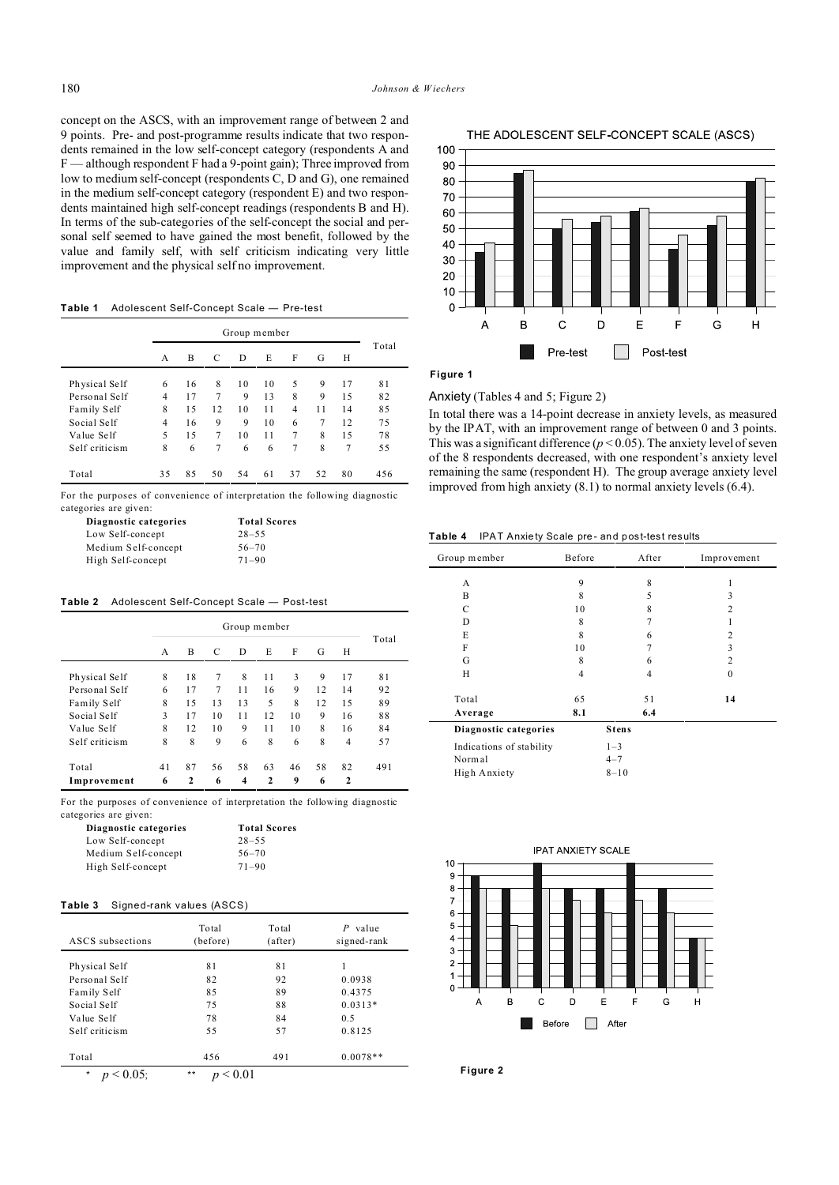concept on the ASCS, with an improvement range of between 2 and 9 points. Pre- and post-programme results indicate that two respondents remained in the low self-concept category (respondents A and F — although respondent F had a 9-point gain); Three improved from low to medium self-concept (respondents C, D and G), one remained in the medium self-concept category (respondent E) and two respondents maintained high self-concept readings (respondents B and H). In terms of the sub-categories of the self-concept the social and personal self seemed to have gained the most benefit, followed by the value and family self, with self criticism indicating very little improvement and the physical self no improvement.

**Table 1** Adolescent Self-Concept Scale — Pre-test

| | Group member | | | | | | | | Total |
|---|---|---|---|---|---|---|---|---|---|
| | A | B | C | D | E | F | G | H | |
| Physical Self | 6 | 16 | 8 | 10 | 10 | 5 | 9 | 17 | 81 |
| Personal Self | 4 | 17 | 7 | 9 | 13 | 8 | 9 | 15 | 82 |
| Family Self | 8 | 15 | 12 | 10 | 11 | 4 | 11 | 14 | 85 |
| Social Self | 4 | 16 | 9 | 9 | 10 | 6 | 7 | 12 | 75 |
| Value Self | 5 | 15 | 7 | 10 | 11 | 7 | 8 | 15 | 78 |
| Self criticism | 8 | 6 | 7 | 6 | 6 | 7 | 8 | 7 | 55 |
| Total | 35 | 85 | 50 | 54 | 61 | 37 | 52 | 80 | 456 |

For the purposes of convenience of interpretation the following diagnostic categories are given:

| Diagnostic categories | Total Scores |
|---|---|
| Low Self-concept | 28–55 |
| Medium Self-concept | 56–70 |
| High Self-concept | 71–90 |

**Table 2** Adolescent Self-Concept Scale — Post-test

| | Group member | | | | | | | | Total |
|---|---|---|---|---|---|---|---|---|---|
| | A | B | C | D | E | F | G | H | |
| Physical Self | 8 | 18 | 7 | 8 | 11 | 3 | 9 | 17 | 81 |
| Personal Self | 6 | 17 | 7 | 11 | 16 | 9 | 12 | 14 | 92 |
| Family Self | 8 | 15 | 13 | 13 | 5 | 8 | 12 | 15 | 89 |
| Social Self | 3 | 17 | 10 | 11 | 12 | 10 | 9 | 16 | 88 |
| Value Self | 8 | 12 | 10 | 9 | 11 | 10 | 8 | 16 | 84 |
| Self criticism | 8 | 8 | 9 | 6 | 8 | 6 | 8 | 4 | 57 |
| Total | 41 | 87 | 56 | 58 | 63 | 46 | 58 | 82 | 491 |
| **Improvement** | **6** | **2** | **6** | **4** | **2** | **9** | **6** | **2** | |

For the purposes of convenience of interpretation the following diagnostic categories are given:

| Diagnostic categories | Total Scores |
|---|---|
| Low Self-concept | 28–55 |
| Medium Self-concept | 56–70 |
| High Self-concept | 71–90 |

**Table 3** Signed-rank values (ASCS)

| ASCS subsections | Total (before) | Total (after) | $P$ value signed-rank |
|---|---|---|---|
| Physical Self | 81 | 81 | 1 |
| Personal Self | 82 | 92 | 0.0938 |
| Family Self | 85 | 89 | 0.4375 |
| Social Self | 75 | 88 | 0.0313* |
| Value Self | 78 | 84 | 0.5 |
| Self criticism | 55 | 57 | 0.8125 |
| Total | 456 | 491 | 0.0078** |

* $p < 0.05$; ** $p < 0.01$

**Figure 1**

Anxiety (Tables 4 and 5; Figure 2)

In total there was a 14-point decrease in anxiety levels, as measured by the IPAT, with an improvement range of between 0 and 3 points. This was a significant difference ($p < 0.05$). The anxiety level of seven of the 8 respondents decreased, with one respondent's anxiety level remaining the same (respondent H). The group average anxiety level improved from high anxiety (8.1) to normal anxiety levels (6.4).

**Table 4** IPAT Anxiety Scale pre- and post-test results

| Group member | Before | After | Improvement |
|---|---|---|---|
| A | 9 | 8 | 1 |
| B | 8 | 5 | 3 |
| C | 10 | 8 | 2 |
| D | 8 | 7 | 1 |
| E | 8 | 6 | 2 |
| F | 10 | 7 | 3 |
| G | 8 | 6 | 2 |
| H | 4 | 4 | 0 |
| Total | 65 | 51 | **14** |
| **Average** | **8.1** | **6.4** | |

| Diagnostic categories | Stens |
|---|---|
| Indications of stability | 1–3 |
| Normal | 4–7 |
| High Anxiety | 8–10 |

**Figure 2**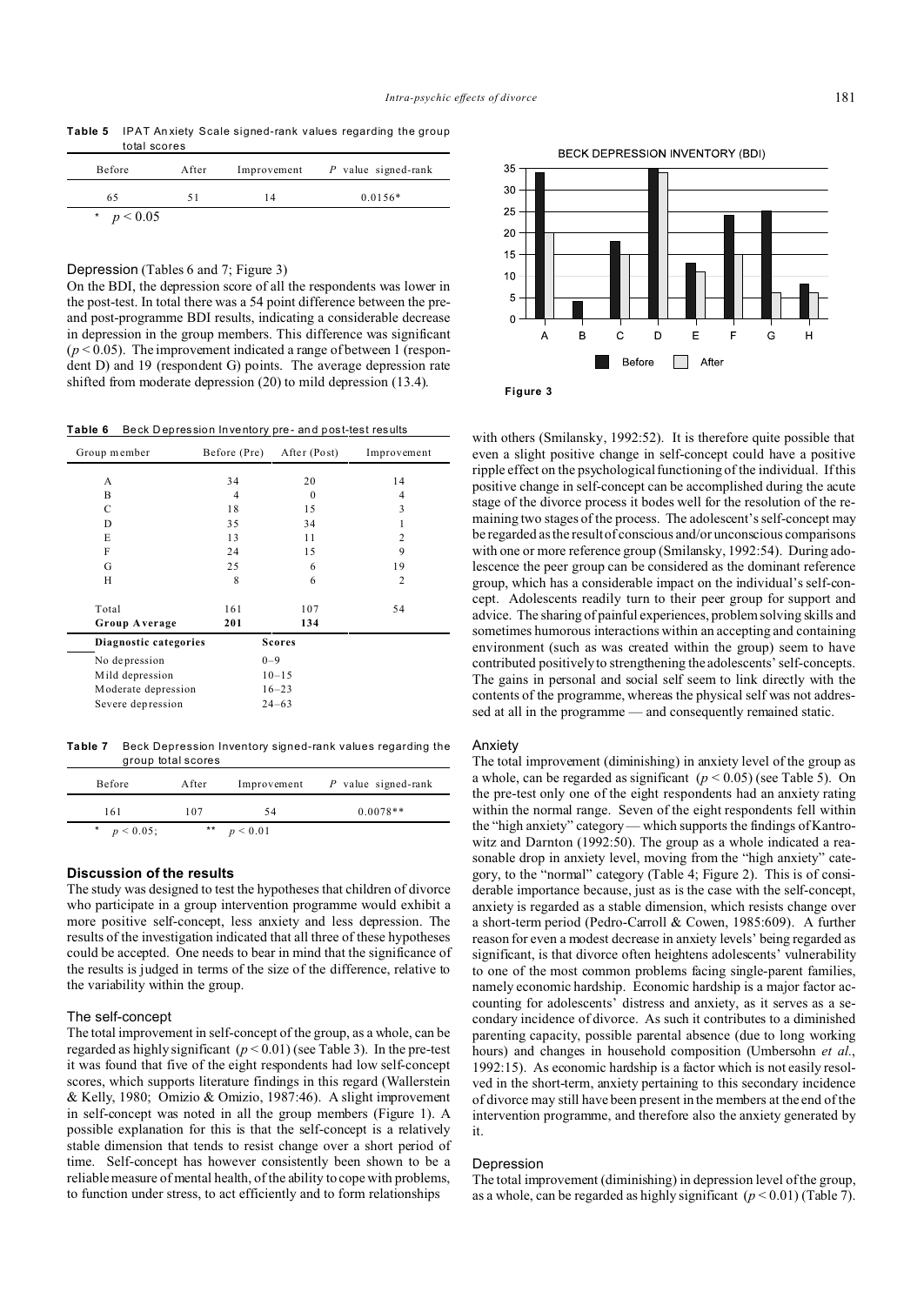**Table 5** IPAT Anxiety Scale signed-rank values regarding the group total scores

| Before | After | Improvement | *P* value signed-rank |
|---|---|---|---|
| 65 | 51 | 14 | 0.0156* |

\* $p < 0.05$

### Depression (Tables 6 and 7; Figure 3)

On the BDI, the depression score of all the respondents was lower in the post-test. In total there was a 54 point difference between the pre- and post-programme BDI results, indicating a considerable decrease in depression in the group members. This difference was significant ($p < 0.05$). The improvement indicated a range of between 1 (respondent D) and 19 (respondent G) points. The average depression rate shifted from moderate depression (20) to mild depression (13.4).

**Table 6** Beck Depression Inventory pre- and post-test results

| Group member | Before (Pre) | After (Post) | Improvement |
|---|---|---|---|
| A | 34 | 20 | 14 |
| B | 4 | 0 | 4 |
| C | 18 | 15 | 3 |
| D | 35 | 34 | 1 |
| E | 13 | 11 | 2 |
| F | 24 | 15 | 9 |
| G | 25 | 6 | 19 |
| H | 8 | 6 | 2 |
| Total | 161 | 107 | 54 |
| **Group Average** | **201** | **134** | |
| **Diagnostic categories** | | **Scores** | |
| No depression | | 0–9 | |
| Mild depression | | 10–15 | |
| Moderate depression | | 16–23 | |
| Severe depression | | 24–63 | |

**Table 7** Beck Depression Inventory signed-rank values regarding the group total scores

| Before | After | Improvement | *P* value signed-rank |
|---|---|---|---|
| 161 | 107 | 54 | 0.0078** |

\* $p < 0.05$; \*\* $p < 0.01$

BECK DEPRESSION INVENTORY (BDI)

**Figure 3**

## Discussion of the results

The study was designed to test the hypotheses that children of divorce who participate in a group intervention programme would exhibit a more positive self-concept, less anxiety and less depression. The results of the investigation indicated that all three of these hypotheses could be accepted. One needs to bear in mind that the significance of the results is judged in terms of the size of the difference, relative to the variability within the group.

### The self-concept

The total improvement in self-concept of the group, as a whole, can be regarded as highly significant ($p < 0.01$) (see Table 3). In the pre-test it was found that five of the eight respondents had low self-concept scores, which supports literature findings in this regard (Wallerstein & Kelly, 1980; Omizio & Omizio, 1987:46). A slight improvement in self-concept was noted in all the group members (Figure 1). A possible explanation for this is that the self-concept is a relatively stable dimension that tends to resist change over a short period of time. Self-concept has however consistently been shown to be a reliable measure of mental health, of the ability to cope with problems, to function under stress, to act efficiently and to form relationships with others (Smilansky, 1992:52). It is therefore quite possible that even a slight positive change in self-concept could have a positive ripple effect on the psychological functioning of the individual. If this positive change in self-concept can be accomplished during the acute stage of the divorce process it bodes well for the resolution of the remaining two stages of the process. The adolescent's self-concept may be regarded as the result of conscious and/or unconscious comparisons with one or more reference group (Smilansky, 1992:54). During adolescence the peer group can be considered as the dominant reference group, which has a considerable impact on the individual's self-concept. Adolescents readily turn to their peer group for support and advice. The sharing of painful experiences, problem solving skills and sometimes humorous interactions within an accepting and containing environment (such as was created within the group) seem to have contributed positively to strengthening the adolescents' self-concepts. The gains in personal and social self seem to link directly with the contents of the programme, whereas the physical self was not addressed at all in the programme — and consequently remained static.

### Anxiety

The total improvement (diminishing) in anxiety level of the group as a whole, can be regarded as significant ($p < 0.05$) (see Table 5). On the pre-test only one of the eight respondents had an anxiety rating within the normal range. Seven of the eight respondents fell within the "high anxiety" category — which supports the findings of Kantrowitz and Darnton (1992:50). The group as a whole indicated a reasonable drop in anxiety level, moving from the "high anxiety" category, to the "normal" category (Table 4; Figure 2). This is of considerable importance because, just as is the case with the self-concept, anxiety is regarded as a stable dimension, which resists change over a short-term period (Pedro-Carroll & Cowen, 1985:609). A further reason for even a modest decrease in anxiety levels' being regarded as significant, is that divorce often heightens adolescents' vulnerability to one of the most common problems facing single-parent families, namely economic hardship. Economic hardship is a major factor accounting for adolescents' distress and anxiety, as it serves as a secondary incidence of divorce. As such it contributes to a diminished parenting capacity, possible parental absence (due to long working hours) and changes in household composition (Umbersohn *et al.*, 1992:15). As economic hardship is a factor which is not easily resolved in the short-term, anxiety pertaining to this secondary incidence of divorce may still have been present in the members at the end of the intervention programme, and therefore also the anxiety generated by it.

### Depression

The total improvement (diminishing) in depression level of the group, as a whole, can be regarded as highly significant ($p < 0.01$) (Table 7).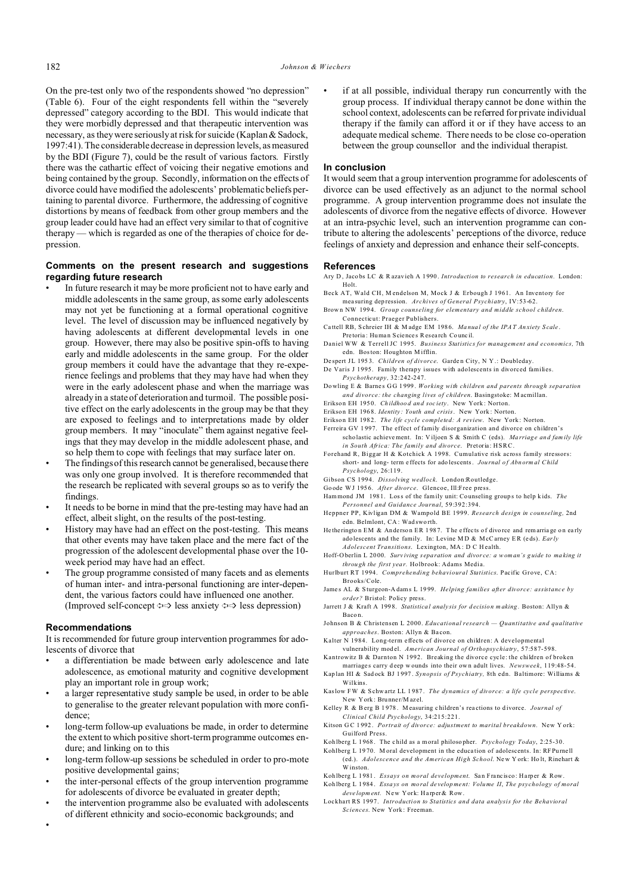On the pre-test only two of the respondents showed "no depression" (Table 6). Four of the eight respondents fell within the "severely depressed" category according to the BDI. This would indicate that they were morbidly depressed and that therapeutic intervention was necessary, as they were seriously at risk for suicide (Kaplan & Sadock, 1997:41). The considerable decrease in depression levels, as measured by the BDI (Figure 7), could be the result of various factors. Firstly there was the cathartic effect of voicing their negative emotions and being contained by the group. Secondly, information on the effects of divorce could have modified the adolescents' problematic beliefs pertaining to parental divorce. Furthermore, the addressing of cognitive distortions by means of feedback from other group members and the group leader could have had an effect very similar to that of cognitive therapy — which is regarded as one of the therapies of choice for depression.

### Comments on the present research and suggestions regarding future research

- In future research it may be more proficient not to have early and middle adolescents in the same group, as some early adolescents may not yet be functioning at a formal operational cognitive level. The level of discussion may be influenced negatively by having adolescents at different developmental levels in one group. However, there may also be positive spin-offs to having early and middle adolescents in the same group. For the older group members it could have the advantage that they re-experience feelings and problems that they may have had when they were in the early adolescent phase and when the marriage was already in a state of deterioration and turmoil. The possible positive effect on the early adolescents in the group may be that they are exposed to feelings and to interpretations made by older group members. It may "inoculate" them against negative feelings that they may develop in the middle adolescent phase, and so help them to cope with feelings that may surface later on.
- The findings of this research cannot be generalised, because there was only one group involved. It is therefore recommended that the research be replicated with several groups so as to verify the findings.
- It needs to be borne in mind that the pre-testing may have had an effect, albeit slight, on the results of the post-testing.
- History may have had an effect on the post-testing. This means that other events may have taken place and the mere fact of the progression of the adolescent developmental phase over the 10-week period may have had an effect.
- The group programme consisted of many facets and as elements of human inter- and intra-personal functioning are inter-dependent, the various factors could have influenced one another. (Improved self-concept ⇔ less anxiety ⇔ less depression)

### Recommendations

It is recommended for future group intervention programmes for adolescents of divorce that

- a differentiation be made between early adolescence and late adolescence, as emotional maturity and cognitive development play an important role in group work;
- a larger representative study sample be used, in order to be able to generalise to the greater relevant population with more confidence;
- long-term follow-up evaluations be made, in order to determine the extent to which positive short-term programme outcomes endure; and linking on to this
- long-term follow-up sessions be scheduled in order to promote positive developmental gains;
- the inter-personal effects of the group intervention programme for adolescents of divorce be evaluated in greater depth;
- the intervention programme also be evaluated with adolescents of different ethnicity and socio-economic backgrounds; and
- if at all possible, individual therapy run concurrently with the group process. If individual therapy cannot be done within the school context, adolescents can be referred for private individual therapy if the family can afford it or if they have access to an adequate medical scheme. There needs to be close co-operation between the group counsellor and the individual therapist.

### In conclusion

It would seem that a group intervention programme for adolescents of divorce can be used effectively as an adjunct to the normal school programme. A group intervention programme does not insulate the adolescents of divorce from the negative effects of divorce. However at an intra-psychic level, such an intervention programme can contribute to altering the adolescents' perceptions of the divorce, reduce feelings of anxiety and depression and enhance their self-concepts.

### References

Ary D, Jacobs LC & Razavieh A 1990. *Introduction to research in education*. London: Holt.

Beck AT, Wald CH, Mendelson M, Mock J & Erbough J 1961. An Inventory for measuring depression. *Archives of General Psychiatry*, IV:53-62.

Brown NW 1994. *Group counseling for elementary and middle school children*. Connecticut: Praeger Publishers.

Cattell RB, Schreier IH & Madge EM 1986. *Manual of the IPAT Anxiety Scale*. Pretoria: Human Sciences Research Council.

Daniel WW & Terrell JC 1995. *Business Statistics for management and economics*, 7th edn. Boston: Houghton Mifflin.

Despert JL 1953. *Children of divorce*. Garden City, N Y.: Doubleday.

De Varis J 1995. Family therapy issues with adolescents in divorced families. *Psychotherapy*, 32:242-247.

Dowling E & Barnes GG 1999. *Working with children and parents through separation and divorce: the changing lives of children*. Basingstoke: Macmillan.

Erikson EH 1950. *Childhood and society*. New York: Norton.

Erikson EH 1968. *Identity: Youth and crisis*. New York: Norton.

Erikson EH 1982. *The life cycle completed: A review*. New York: Norton.

Ferreira GV 1997. The effect of family disorganization and divorce on children's scholastic achievement. In: Viljoen S & Smith C (eds). *Marriage and family life in South Africa: The family and divorce*. Pretoria: HSRC.

Forehand R, Biggar H & Kotchick A 1998. Cumulative risk across family stressors: short- and long- term effects for adolescents. *Journal of Abnormal Child Psychology*, 26:119.

Gibson CS 1994. *Dissolving wedlock*. London:Routledge.

Goode WJ 1956. *After divorce*. Glencoe, Ill:Free press.

Hammond JM 1981. Loss of the family unit: Counseling groups to help kids. *The Personnel and Guidance Journal*, 59:392:394.

Heppner PP, Kivligan DM & Wampold BE 1999. *Research design in counseling*, 2nd edn. Belmlont, CA: Wadsworth.

Hetherington EM & Anderson ER 1987. The effects of divorce and remarriage on early adolescents and the family. In: Levine MD & McCarney ER (eds). *Early Adolescent Transitions*. Lexington, MA: D C Health.

Hoff-Oberlin L 2000. *Surviving separation and divorce: a woman's guide to making it through the first year*. Holbrook: Adams Media.

Hurlburt RT 1994. *Comprehending behavioural Statistics*. Pacific Grove, CA: Brooks/Cole.

James AL & Sturgeon-Adams L 1999. *Helping families after divorce: assistance by order?* Bristol: Policy press.

Jarrett J & Kraft A 1998. *Statistical analysis for decision making*. Boston: Allyn & Bacon.

Johnson B & Christensen L 2000. *Educational research — Quantitative and qualitative approaches*. Boston: Allyn & Bacon.

Kalter N 1984. Long-term effects of divorce on children: A developmental vulnerability model. *American Journal of Orthopsychiatry*, 57:587-598.

Kantrowitz B & Darnton N 1992. Breaking the divorce cycle: the children of broken marriages carry deep wounds into their own adult lives. *Newsweek*, 119:48-54.

Kaplan HI & Sadock BJ 1997. *Synopsis of Psychiatry*, 8th edn. Baltimore: Williams & Wilkins.

Kaslow FW & Schwartz LL 1987. *The dynamics of divorce: a life cycle perspective*. New York: Brunner/Mazel.

Kelley R & Berg B 1978. Measuring children's reactions to divorce. *Journal of Clinical Child Psychology*, 34:215:221.

Kitson GC 1992. *Portrait of divorce: adjustment to marital breakdown*. New York: Guilford Press.

Kohlberg L 1968. The child as a moral philosopher. *Psychology Today*, 2:25-30.

Kohlberg L 1970. Moral development in the education of adolescents. In: RF Purnell (ed.). *Adolescence and the American High School*. New York: Holt, Rinehart & Winston.

Kohlberg L 1981. *Essays on moral development*. San Francisco: Harper & Row.

Kohlberg L 1984. *Essays on moral development: Volume II, The psychology of moral development*. New York: Harper& Row.

Lockhart RS 1997. *Introduction to Statistics and data analysis for the Behavioral Sciences*. New York: Freeman.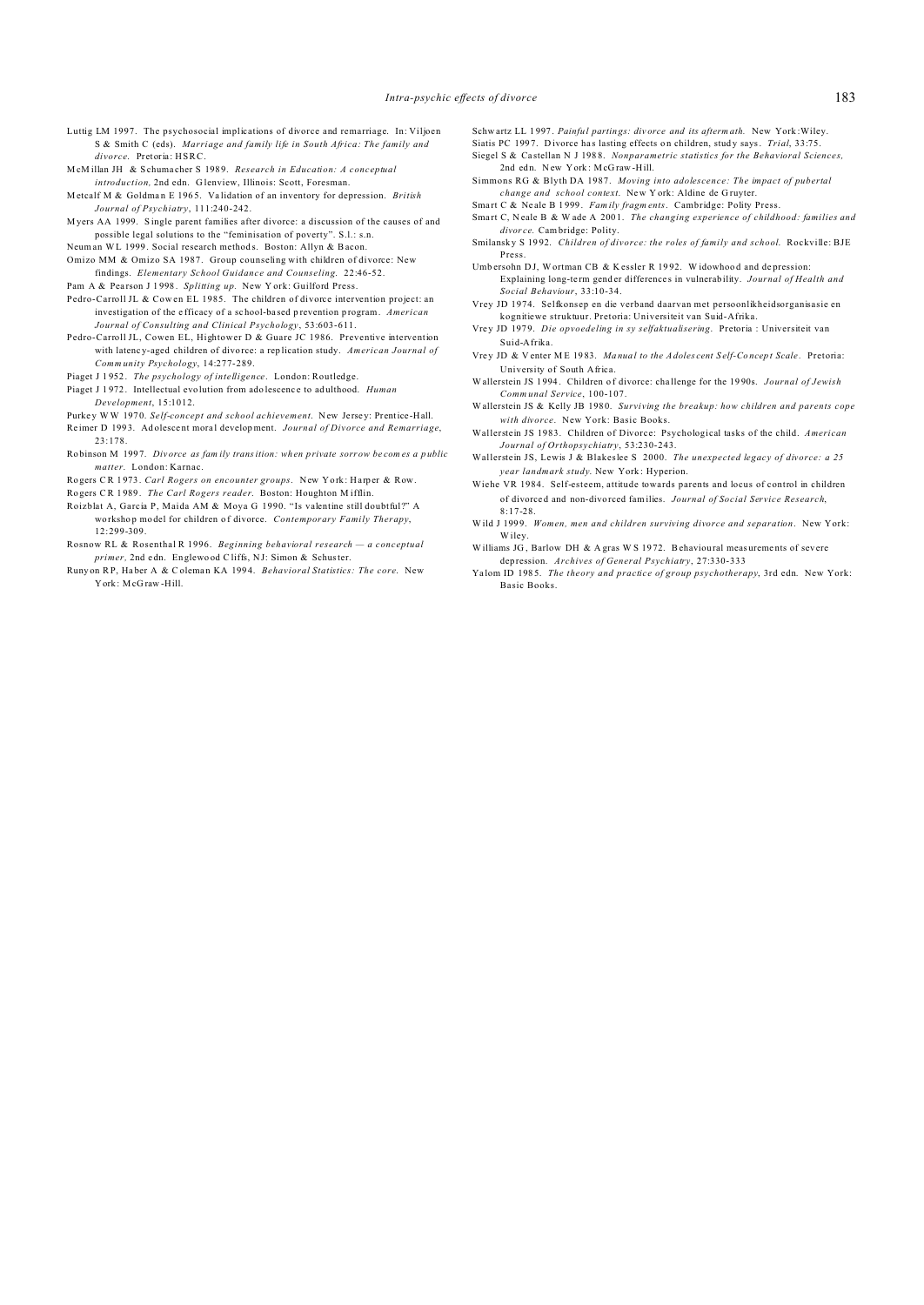Luttig LM 1997. The psychosocial implications of divorce and remarriage. In: Viljoen S & Smith C (eds). *Marriage and family life in South Africa: The family and divorce*. Pretoria: HSRC.

McMillan JH & Schumacher S 1989. *Research in Education: A conceptual introduction,* 2nd edn. Glenview, Illinois: Scott, Foresman.

Metcalf M & Goldman E 1965. Validation of an inventory for depression. *British Journal of Psychiatry*, 111:240-242.

Myers AA 1999. Single parent families after divorce: a discussion of the causes of and possible legal solutions to the "feminisation of poverty". S.l.: s.n.

Neuman WL 1999. Social research methods. Boston: Allyn & Bacon.

Omizo MM & Omizo SA 1987. Group counseling with children of divorce: New findings. *Elementary School Guidance and Counseling.* 22:46-52.

Pam A & Pearson J 1998. *Splitting up.* New York: Guilford Press.

Pedro-Carroll JL & Cowen EL 1985. The children of divorce intervention project: an investigation of the efficacy of a school-based prevention program. *American Journal of Consulting and Clinical Psychology*, 53:603-611.

Pedro-Carroll JL, Cowen EL, Hightower D & Guare JC 1986. Preventive intervention with latency-aged children of divorce: a replication study. *American Journal of Community Psychology*, 14:277-289.

Piaget J 1952. *The psychology of intelligence*. London: Routledge.

Piaget J 1972. Intellectual evolution from adolescence to adulthood. *Human Development*, 15:1012.

Purkey WW 1970. *Self-concept and school achievement.* New Jersey: Prentice-Hall.

Reimer D 1993. Adolescent moral development. *Journal of Divorce and Remarriage*, 23:178.

Robinson M 1997. *Divorce as family transition: when private sorrow becomes a public matter*. London: Karnac.

Rogers CR 1973. *Carl Rogers on encounter groups*. New York: Harper & Row.

Rogers CR 1989. *The Carl Rogers reader*. Boston: Houghton Mifflin.

Roizblat A, Garcia P, Maida AM & Moya G 1990. "Is valentine still doubtful?" A workshop model for children of divorce. *Contemporary Family Therapy*, 12:299-309.

Rosnow RL & Rosenthal R 1996. *Beginning behavioral research — a conceptual primer*, 2nd edn. Englewood Cliffs, NJ: Simon & Schuster.

Runyon RP, Haber A & Coleman KA 1994. *Behavioral Statistics: The core*. New York: McGraw-Hill.

Schwartz LL 1997. *Painful partings: divorce and its aftermath.* New York:Wiley.

Siatis PC 1997. Divorce has lasting effects on children, study says. *Trial*, 33:75.

Siegel S & Castellan N J 1988. *Nonparametric statistics for the Behavioral Sciences,* 2nd edn. New York: McGraw-Hill.

Simmons RG & Blyth DA 1987. *Moving into adolescence: The impact of pubertal change and school context.* New York: Aldine de Gruyter.

Smart C & Neale B 1999. *Family fragments*. Cambridge: Polity Press.

Smart C, Neale B & Wade A 2001. *The changing experience of childhood: families and divorce.* Cambridge: Polity.

Smilansky S 1992. *Children of divorce: the roles of family and school.* Rockville: BJE Press.

Umbersohn DJ, Wortman CB & Kessler R 1992. Widowhood and depression: Explaining long-term gender differences in vulnerability. *Journal of Health and Social Behaviour*, 33:10-34.

Vrey JD 1974. Selfkonsep en die verband daarvan met persoonlikheidsorganisasie en kognitiewe struktuur. Pretoria: Universiteit van Suid-Afrika.

Vrey JD 1979. *Die opvoedeling in sy selfaktualisering*. Pretoria : Universiteit van Suid-Afrika.

Vrey JD & Venter ME 1983. *Manual to the Adolescent Self-Concept Scale*. Pretoria: University of South Africa.

Wallerstein JS 1994. Children of divorce: challenge for the 1990s. *Journal of Jewish Communal Service*, 100-107.

Wallerstein JS & Kelly JB 1980. *Surviving the breakup: how children and parents cope with divorce*. New York: Basic Books.

Wallerstein JS 1983. Children of Divorce: Psychological tasks of the child. *American Journal of Orthopsychiatry*, 53:230-243.

Wallerstein JS, Lewis J & Blakeslee S 2000. *The unexpected legacy of divorce: a 25 year landmark study.* New York: Hyperion.

Wiehe VR 1984. Self-esteem, attitude towards parents and locus of control in children of divorced and non-divorced families. *Journal of Social Service Research*, 8:17-28.

Wild J 1999. *Women, men and children surviving divorce and separation*. New York: Wiley.

Williams JG, Barlow DH & Agras WS 1972. Behavioural measurements of severe depression. *Archives of General Psychiatry*, 27:330-333

Yalom ID 1985. *The theory and practice of group psychotherapy*, 3rd edn. New York: Basic Books.